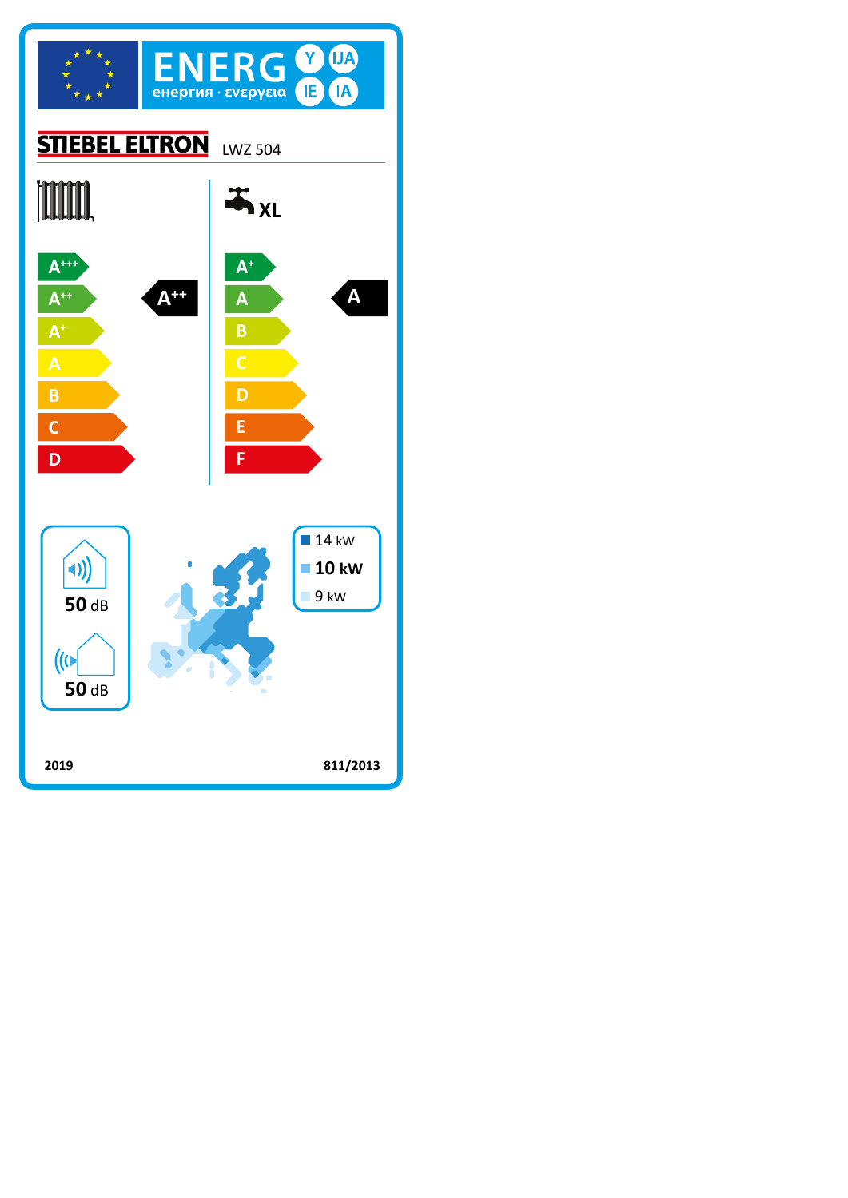# ENERG Y IJA IE IA

енергия · ενεργεια

**STIEBEL ELTRON** LWZ 504

| Space heating | Water heating XL |
|---|---|
| A+++ | A+ |
| A++ | A |
| A+ | B |
| A | C |
| B | D |
| C | E |
| D | F |
| **A++** | **A** |

50 dB

50 dB

14 kW

**10 kW**

9 kW

2019

811/2013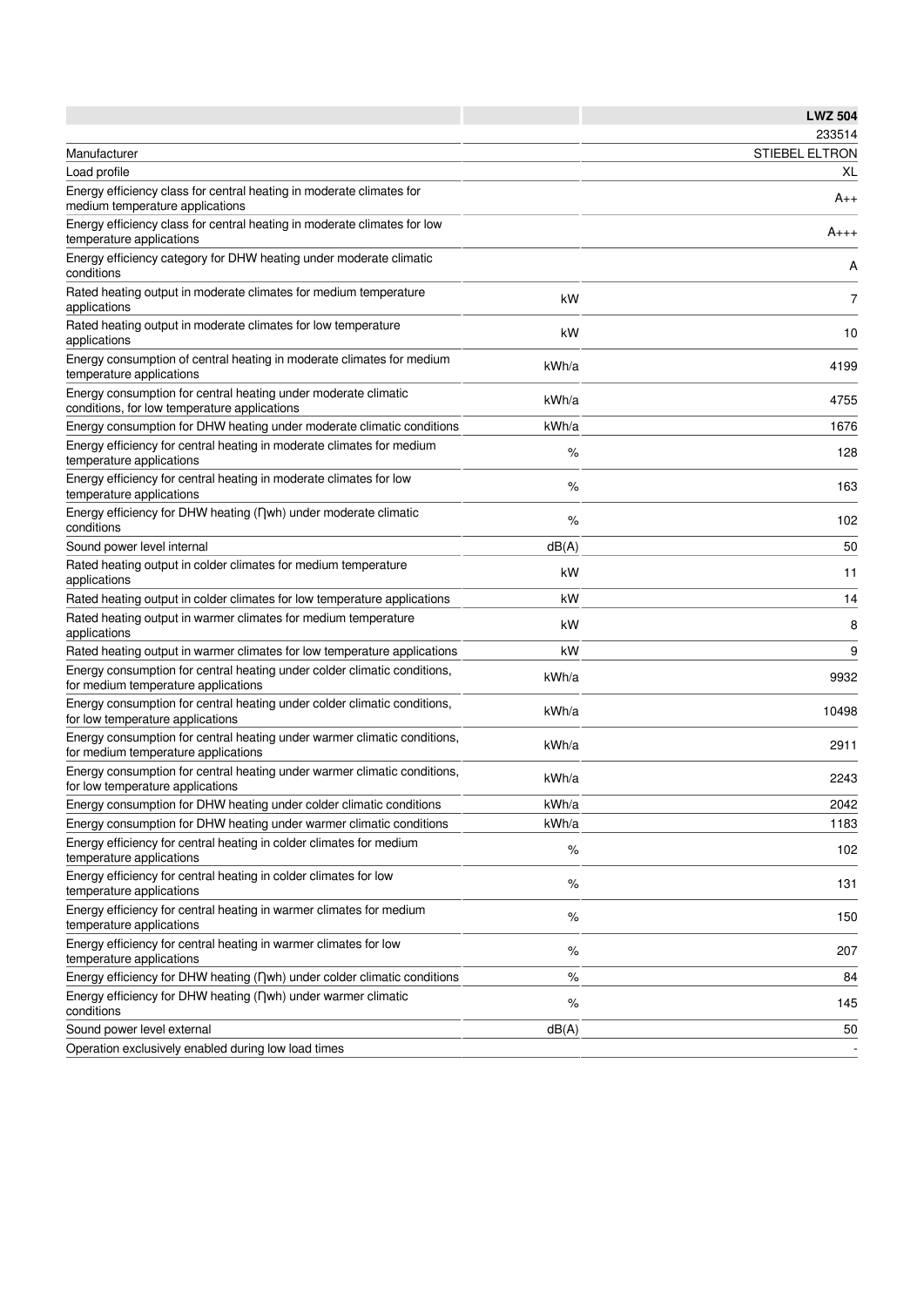| | | LWZ 504 |
|---|---|---|
| | | 233514 |
| Manufacturer | | STIEBEL ELTRON |
| Load profile | | XL |
| Energy efficiency class for central heating in moderate climates for medium temperature applications | | A++ |
| Energy efficiency class for central heating in moderate climates for low temperature applications | | A+++ |
| Energy efficiency category for DHW heating under moderate climatic conditions | | A |
| Rated heating output in moderate climates for medium temperature applications | kW | 7 |
| Rated heating output in moderate climates for low temperature applications | kW | 10 |
| Energy consumption of central heating in moderate climates for medium temperature applications | kWh/a | 4199 |
| Energy consumption for central heating under moderate climatic conditions, for low temperature applications | kWh/a | 4755 |
| Energy consumption for DHW heating under moderate climatic conditions | kWh/a | 1676 |
| Energy efficiency for central heating in moderate climates for medium temperature applications | % | 128 |
| Energy efficiency for central heating in moderate climates for low temperature applications | % | 163 |
| Energy efficiency for DHW heating (Ƞwh) under moderate climatic conditions | % | 102 |
| Sound power level internal | dB(A) | 50 |
| Rated heating output in colder climates for medium temperature applications | kW | 11 |
| Rated heating output in colder climates for low temperature applications | kW | 14 |
| Rated heating output in warmer climates for medium temperature applications | kW | 8 |
| Rated heating output in warmer climates for low temperature applications | kW | 9 |
| Energy consumption for central heating under colder climatic conditions, for medium temperature applications | kWh/a | 9932 |
| Energy consumption for central heating under colder climatic conditions, for low temperature applications | kWh/a | 10498 |
| Energy consumption for central heating under warmer climatic conditions, for medium temperature applications | kWh/a | 2911 |
| Energy consumption for central heating under warmer climatic conditions, for low temperature applications | kWh/a | 2243 |
| Energy consumption for DHW heating under colder climatic conditions | kWh/a | 2042 |
| Energy consumption for DHW heating under warmer climatic conditions | kWh/a | 1183 |
| Energy efficiency for central heating in colder climates for medium temperature applications | % | 102 |
| Energy efficiency for central heating in colder climates for low temperature applications | % | 131 |
| Energy efficiency for central heating in warmer climates for medium temperature applications | % | 150 |
| Energy efficiency for central heating in warmer climates for low temperature applications | % | 207 |
| Energy efficiency for DHW heating (Ƞwh) under colder climatic conditions | % | 84 |
| Energy efficiency for DHW heating (Ƞwh) under warmer climatic conditions | % | 145 |
| Sound power level external | dB(A) | 50 |
| Operation exclusively enabled during low load times | | - |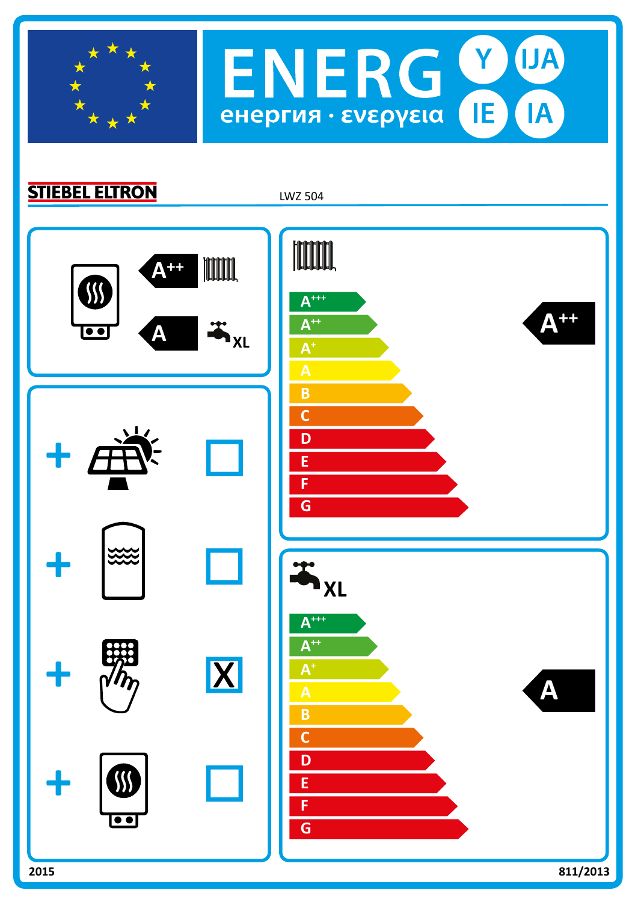# ENERG Y IJA IE IA

енергия · ενεργεια

**STIEBEL ELTRON** LWZ 504

A++ (space heating)

A (water heating, XL)

| | |
|---|---|
| + Solar | ☐ |
| + Storage tank | ☐ |
| + Temperature control | X |
| + Supplementary heater | ☐ |

Space heating: A+++, A++, A+, A, B, C, D, E, F, G → **A++**

Water heating XL: A+++, A++, A+, A, B, C, D, E, F, G → **A**

2015

811/2013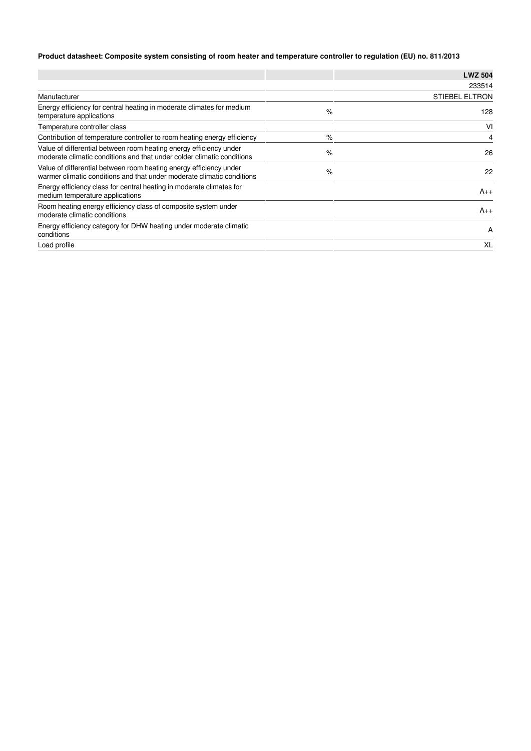**Product datasheet: Composite system consisting of room heater and temperature controller to regulation (EU) no. 811/2013**

| | | **LWZ 504** |
|---|---|---|
| | | 233514 |
| Manufacturer | | STIEBEL ELTRON |
| Energy efficiency for central heating in moderate climates for medium temperature applications | % | 128 |
| Temperature controller class | | VI |
| Contribution of temperature controller to room heating energy efficiency | % | 4 |
| Value of differential between room heating energy efficiency under moderate climatic conditions and that under colder climatic conditions | % | 26 |
| Value of differential between room heating energy efficiency under warmer climatic conditions and that under moderate climatic conditions | % | 22 |
| Energy efficiency class for central heating in moderate climates for medium temperature applications | | A++ |
| Room heating energy efficiency class of composite system under moderate climatic conditions | | A++ |
| Energy efficiency category for DHW heating under moderate climatic conditions | | A |
| Load profile | | XL |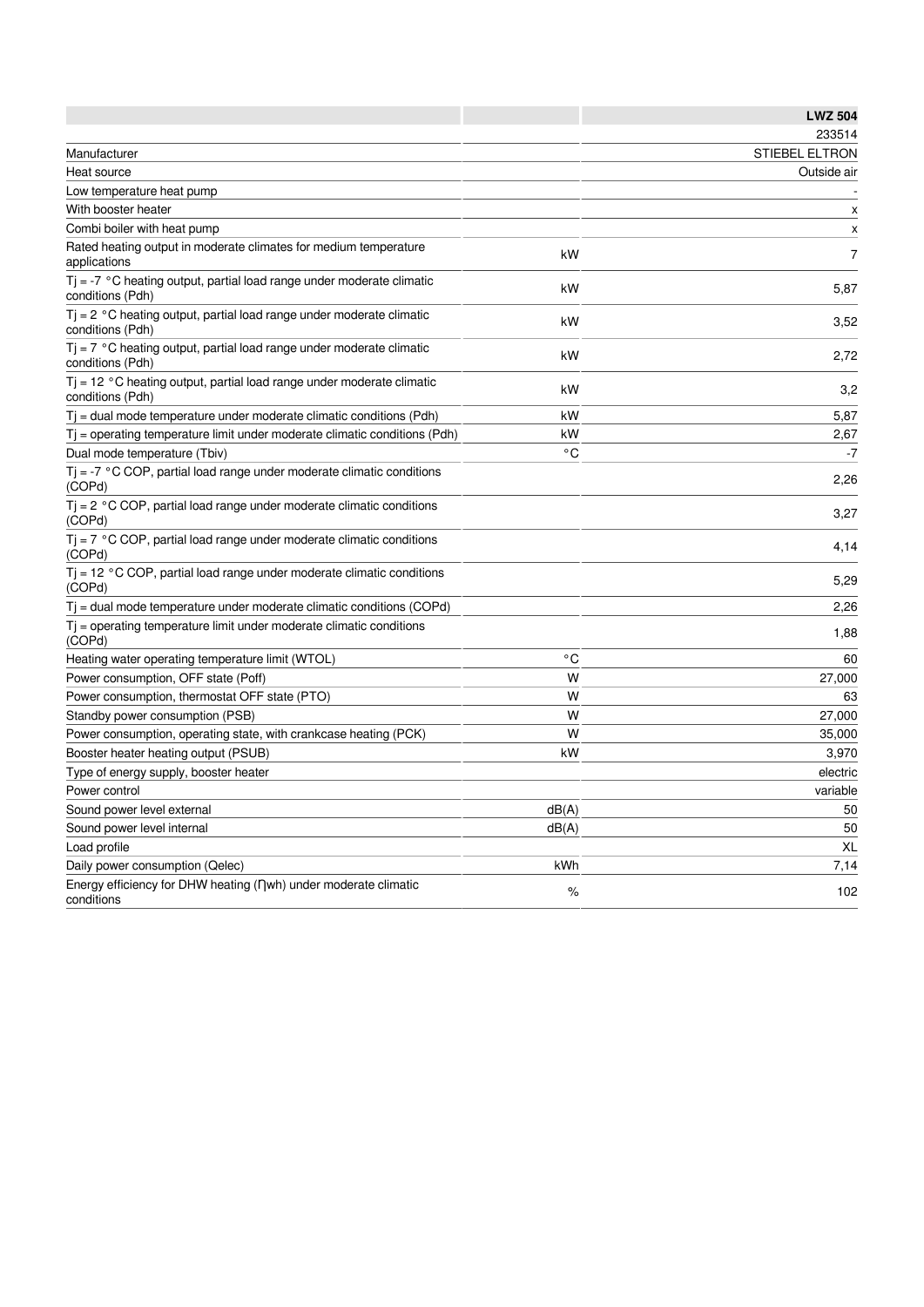| | | LWZ 504 |
|---|---|---|
| | | 233514 |
| Manufacturer | | STIEBEL ELTRON |
| Heat source | | Outside air |
| Low temperature heat pump | | - |
| With booster heater | | x |
| Combi boiler with heat pump | | x |
| Rated heating output in moderate climates for medium temperature applications | kW | 7 |
| Tj = -7 °C heating output, partial load range under moderate climatic conditions (Pdh) | kW | 5,87 |
| Tj = 2 °C heating output, partial load range under moderate climatic conditions (Pdh) | kW | 3,52 |
| Tj = 7 °C heating output, partial load range under moderate climatic conditions (Pdh) | kW | 2,72 |
| Tj = 12 °C heating output, partial load range under moderate climatic conditions (Pdh) | kW | 3,2 |
| Tj = dual mode temperature under moderate climatic conditions (Pdh) | kW | 5,87 |
| Tj = operating temperature limit under moderate climatic conditions (Pdh) | kW | 2,67 |
| Dual mode temperature (Tbiv) | °C | -7 |
| Tj = -7 °C COP, partial load range under moderate climatic conditions (COPd) | | 2,26 |
| Tj = 2 °C COP, partial load range under moderate climatic conditions (COPd) | | 3,27 |
| Tj = 7 °C COP, partial load range under moderate climatic conditions (COPd) | | 4,14 |
| Tj = 12 °C COP, partial load range under moderate climatic conditions (COPd) | | 5,29 |
| Tj = dual mode temperature under moderate climatic conditions (COPd) | | 2,26 |
| Tj = operating temperature limit under moderate climatic conditions (COPd) | | 1,88 |
| Heating water operating temperature limit (WTOL) | °C | 60 |
| Power consumption, OFF state (Poff) | W | 27,000 |
| Power consumption, thermostat OFF state (PTO) | W | 63 |
| Standby power consumption (PSB) | W | 27,000 |
| Power consumption, operating state, with crankcase heating (PCK) | W | 35,000 |
| Booster heater heating output (PSUB) | kW | 3,970 |
| Type of energy supply, booster heater | | electric |
| Power control | | variable |
| Sound power level external | dB(A) | 50 |
| Sound power level internal | dB(A) | 50 |
| Load profile | | XL |
| Daily power consumption (Qelec) | kWh | 7,14 |
| Energy efficiency for DHW heating (ηwh) under moderate climatic conditions | % | 102 |